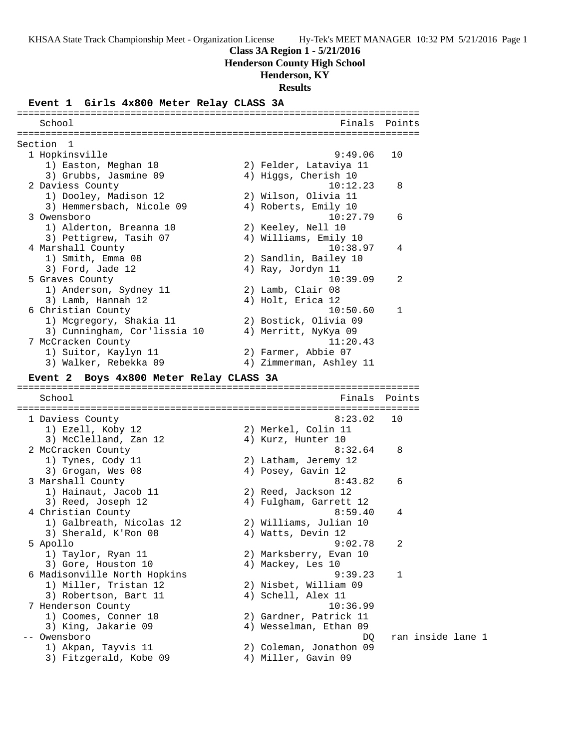KHSAA State Track Championship Meet - Organization License    Hy-Tek's MEET MANAGER 10:32 PM 5/21/2016

**Class 3A Region 1 - 5/21/2016**

**Henderson County High School**

**Henderson, KY**

**Results**

## Event 1 Girls 4x800 Meter Relay CLASS 3A

Section 1

| Place | School | Finals | Points |
|---|---|---|---|
| 1 | Hopkinsville | 9:49.06 | 10 |
| | 1) Easton, Meghan 10; 2) Felder, Lataviya 11; 3) Grubbs, Jasmine 09; 4) Higgs, Cherish 10 | | |
| 2 | Daviess County | 10:12.23 | 8 |
| | 1) Dooley, Madison 12; 2) Wilson, Olivia 11; 3) Hemmersbach, Nicole 09; 4) Roberts, Emily 10 | | |
| 3 | Owensboro | 10:27.79 | 6 |
| | 1) Alderton, Breanna 10; 2) Keeley, Nell 10; 3) Pettigrew, Tasih 07; 4) Williams, Emily 10 | | |
| 4 | Marshall County | 10:38.97 | 4 |
| | 1) Smith, Emma 08; 2) Sandlin, Bailey 10; 3) Ford, Jade 12; 4) Ray, Jordyn 11 | | |
| 5 | Graves County | 10:39.09 | 2 |
| | 1) Anderson, Sydney 11; 2) Lamb, Clair 08; 3) Lamb, Hannah 12; 4) Holt, Erica 12 | | |
| 6 | Christian County | 10:50.60 | 1 |
| | 1) Mcgregory, Shakia 11; 2) Bostick, Olivia 09; 3) Cunningham, Cor'lissia 10; 4) Merritt, NyKya 09 | | |
| 7 | McCracken County | 11:20.43 | |
| | 1) Suitor, Kaylyn 11; 2) Farmer, Abbie 07; 3) Walker, Rebekka 09; 4) Zimmerman, Ashley 11 | | |

## Event 2 Boys 4x800 Meter Relay CLASS 3A

| Place | School | Finals | Points |
|---|---|---|---|
| 1 | Daviess County | 8:23.02 | 10 |
| | 1) Ezell, Koby 12; 2) Merkel, Colin 11; 3) McClelland, Zan 12; 4) Kurz, Hunter 10 | | |
| 2 | McCracken County | 8:32.64 | 8 |
| | 1) Tynes, Cody 11; 2) Latham, Jeremy 12; 3) Grogan, Wes 08; 4) Posey, Gavin 12 | | |
| 3 | Marshall County | 8:43.82 | 6 |
| | 1) Hainaut, Jacob 11; 2) Reed, Jackson 12; 3) Reed, Joseph 12; 4) Fulgham, Garrett 12 | | |
| 4 | Christian County | 8:59.40 | 4 |
| | 1) Galbreath, Nicolas 12; 2) Williams, Julian 10; 3) Sherald, K'Ron 08; 4) Watts, Devin 12 | | |
| 5 | Apollo | 9:02.78 | 2 |
| | 1) Taylor, Ryan 11; 2) Marksberry, Evan 10; 3) Gore, Houston 10; 4) Mackey, Les 10 | | |
| 6 | Madisonville North Hopkins | 9:39.23 | 1 |
| | 1) Miller, Tristan 12; 2) Nisbet, William 09; 3) Robertson, Bart 11; 4) Schell, Alex 11 | | |
| 7 | Henderson County | 10:36.99 | |
| | 1) Coomes, Conner 10; 2) Gardner, Patrick 11; 3) King, Jakarie 09; 4) Wesselman, Ethan 09 | | |
| -- | Owensboro | DQ | ran inside lane 1 |
| | 1) Akpan, Tayvis 11; 2) Coleman, Jonathon 09; 3) Fitzgerald, Kobe 09; 4) Miller, Gavin 09 | | |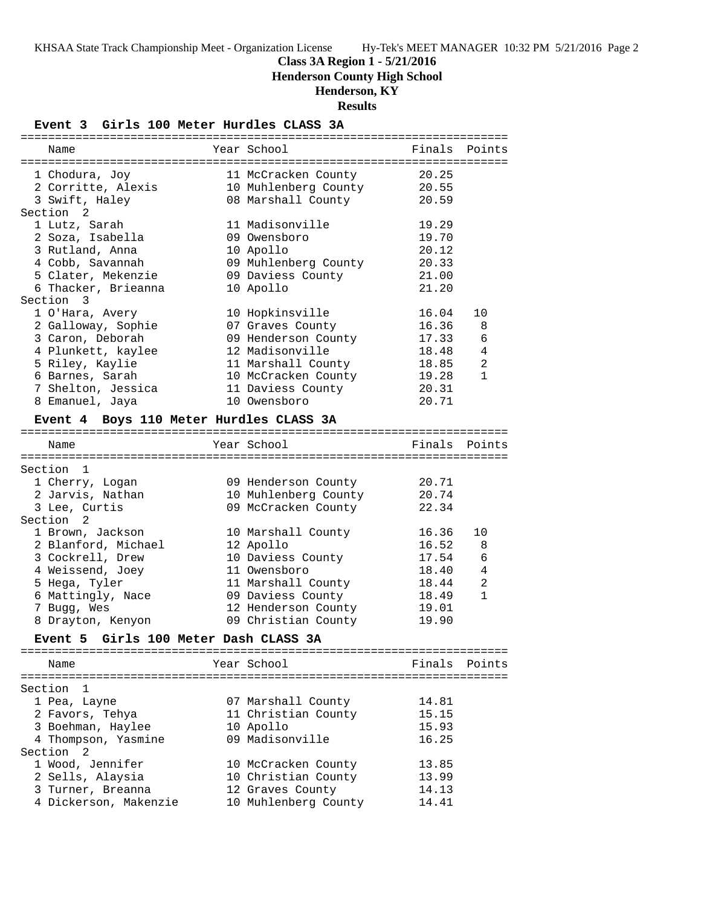**Class 3A Region 1 - 5/21/2016**

**Henderson County High School**

**Henderson, KY**

**Results**

### Event 3 Girls 100 Meter Hurdles CLASS 3A

| Name | Year | School | Finals | Points |
|---|---|---|---|---|
| 1 Chodura, Joy | 11 | McCracken County | 20.25 | |
| 2 Corritte, Alexis | 10 | Muhlenberg County | 20.55 | |
| 3 Swift, Haley | 08 | Marshall County | 20.59 | |
| **Section 2** | | | | |
| 1 Lutz, Sarah | 11 | Madisonville | 19.29 | |
| 2 Soza, Isabella | 09 | Owensboro | 19.70 | |
| 3 Rutland, Anna | 10 | Apollo | 20.12 | |
| 4 Cobb, Savannah | 09 | Muhlenberg County | 20.33 | |
| 5 Clater, Mekenzie | 09 | Daviess County | 21.00 | |
| 6 Thacker, Brieanna | 10 | Apollo | 21.20 | |
| **Section 3** | | | | |
| 1 O'Hara, Avery | 10 | Hopkinsville | 16.04 | 10 |
| 2 Galloway, Sophie | 07 | Graves County | 16.36 | 8 |
| 3 Caron, Deborah | 09 | Henderson County | 17.33 | 6 |
| 4 Plunkett, kaylee | 12 | Madisonville | 18.48 | 4 |
| 5 Riley, Kaylie | 11 | Marshall County | 18.85 | 2 |
| 6 Barnes, Sarah | 10 | McCracken County | 19.28 | 1 |
| 7 Shelton, Jessica | 11 | Daviess County | 20.31 | |
| 8 Emanuel, Jaya | 10 | Owensboro | 20.71 | |

### Event 4 Boys 110 Meter Hurdles CLASS 3A

| Name | Year | School | Finals | Points |
|---|---|---|---|---|
| **Section 1** | | | | |
| 1 Cherry, Logan | 09 | Henderson County | 20.71 | |
| 2 Jarvis, Nathan | 10 | Muhlenberg County | 20.74 | |
| 3 Lee, Curtis | 09 | McCracken County | 22.34 | |
| **Section 2** | | | | |
| 1 Brown, Jackson | 10 | Marshall County | 16.36 | 10 |
| 2 Blanford, Michael | 12 | Apollo | 16.52 | 8 |
| 3 Cockrell, Drew | 10 | Daviess County | 17.54 | 6 |
| 4 Weissend, Joey | 11 | Owensboro | 18.40 | 4 |
| 5 Hega, Tyler | 11 | Marshall County | 18.44 | 2 |
| 6 Mattingly, Nace | 09 | Daviess County | 18.49 | 1 |
| 7 Bugg, Wes | 12 | Henderson County | 19.01 | |
| 8 Drayton, Kenyon | 09 | Christian County | 19.90 | |

### Event 5 Girls 100 Meter Dash CLASS 3A

| Name | Year | School | Finals | Points |
|---|---|---|---|---|
| **Section 1** | | | | |
| 1 Pea, Layne | 07 | Marshall County | 14.81 | |
| 2 Favors, Tehya | 11 | Christian County | 15.15 | |
| 3 Boehman, Haylee | 10 | Apollo | 15.93 | |
| 4 Thompson, Yasmine | 09 | Madisonville | 16.25 | |
| **Section 2** | | | | |
| 1 Wood, Jennifer | 10 | McCracken County | 13.85 | |
| 2 Sells, Alaysia | 10 | Christian County | 13.99 | |
| 3 Turner, Breanna | 12 | Graves County | 14.13 | |
| 4 Dickerson, Makenzie | 10 | Muhlenberg County | 14.41 | |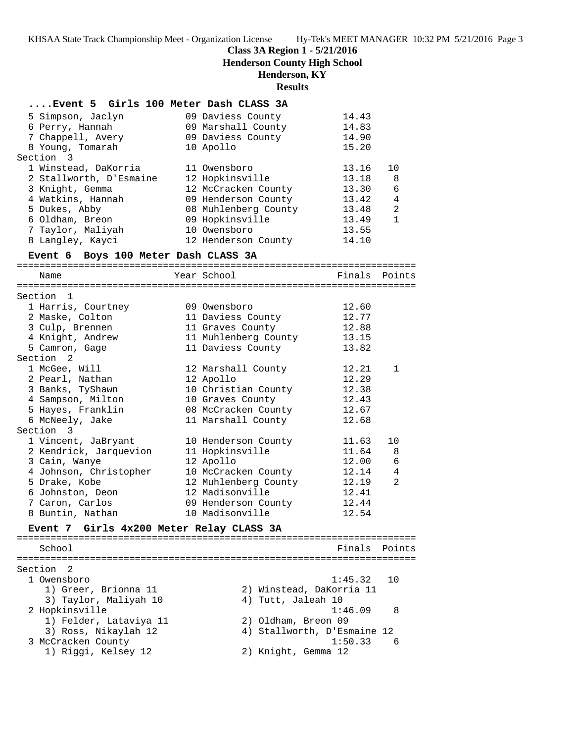**Class 3A Region 1 - 5/21/2016**
**Henderson County High School**
**Henderson, KY**
**Results**

### ....Event 5 Girls 100 Meter Dash CLASS 3A

| Name | Year | School | Finals | Points |
|---|---|---|---|---|
| 5 Simpson, Jaclyn | 09 | Daviess County | 14.43 | |
| 6 Perry, Hannah | 09 | Marshall County | 14.83 | |
| 7 Chappell, Avery | 09 | Daviess County | 14.90 | |
| 8 Young, Tomarah | 10 | Apollo | 15.20 | |
| **Section 3** | | | | |
| 1 Winstead, DaKorria | 11 | Owensboro | 13.16 | 10 |
| 2 Stallworth, D'Esmaine | 12 | Hopkinsville | 13.18 | 8 |
| 3 Knight, Gemma | 12 | McCracken County | 13.30 | 6 |
| 4 Watkins, Hannah | 09 | Henderson County | 13.42 | 4 |
| 5 Dukes, Abby | 08 | Muhlenberg County | 13.48 | 2 |
| 6 Oldham, Breon | 09 | Hopkinsville | 13.49 | 1 |
| 7 Taylor, Maliyah | 10 | Owensboro | 13.55 | |
| 8 Langley, Kayci | 12 | Henderson County | 14.10 | |

### Event 6 Boys 100 Meter Dash CLASS 3A

| Name | Year | School | Finals | Points |
|---|---|---|---|---|
| **Section 1** | | | | |
| 1 Harris, Courtney | 09 | Owensboro | 12.60 | |
| 2 Maske, Colton | 11 | Daviess County | 12.77 | |
| 3 Culp, Brennen | 11 | Graves County | 12.88 | |
| 4 Knight, Andrew | 11 | Muhlenberg County | 13.15 | |
| 5 Camron, Gage | 11 | Daviess County | 13.82 | |
| **Section 2** | | | | |
| 1 McGee, Will | 12 | Marshall County | 12.21 | 1 |
| 2 Pearl, Nathan | 12 | Apollo | 12.29 | |
| 3 Banks, TyShawn | 10 | Christian County | 12.38 | |
| 4 Sampson, Milton | 10 | Graves County | 12.43 | |
| 5 Hayes, Franklin | 08 | McCracken County | 12.67 | |
| 6 McNeely, Jake | 11 | Marshall County | 12.68 | |
| **Section 3** | | | | |
| 1 Vincent, JaBryant | 10 | Henderson County | 11.63 | 10 |
| 2 Kendrick, Jarquevion | 11 | Hopkinsville | 11.64 | 8 |
| 3 Cain, Wanye | 12 | Apollo | 12.00 | 6 |
| 4 Johnson, Christopher | 10 | McCracken County | 12.14 | 4 |
| 5 Drake, Kobe | 12 | Muhlenberg County | 12.19 | 2 |
| 6 Johnston, Deon | 12 | Madisonville | 12.41 | |
| 7 Caron, Carlos | 09 | Henderson County | 12.44 | |
| 8 Buntin, Nathan | 10 | Madisonville | 12.54 | |

### Event 7 Girls 4x200 Meter Relay CLASS 3A

| School | Finals | Points |
|---|---|---|
| **Section 2** | | |
| 1 Owensboro | 1:45.32 | 10 |
| 1) Greer, Brionna 11; 2) Winstead, DaKorria 11; 3) Taylor, Maliyah 10; 4) Tutt, Jaleah 10 | | |
| 2 Hopkinsville | 1:46.09 | 8 |
| 1) Felder, Lataviya 11; 2) Oldham, Breon 09; 3) Ross, Nikaylah 12; 4) Stallworth, D'Esmaine 12 | | |
| 3 McCracken County | 1:50.33 | 6 |
| 1) Riggi, Kelsey 12; 2) Knight, Gemma 12 | | |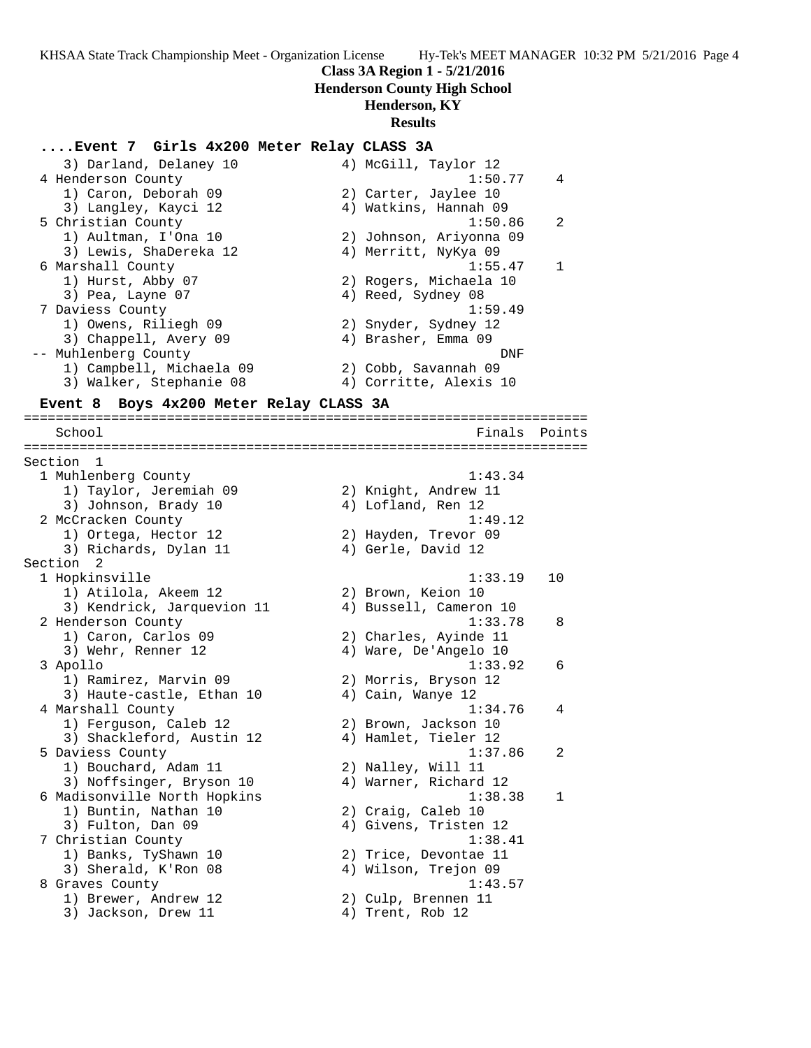**Class 3A Region 1 - 5/21/2016**
**Henderson County High School**
**Henderson, KY**
**Results**

### ....Event 7 Girls 4x200 Meter Relay CLASS 3A

```
    3) Darland, Delaney 10             4) McGill, Taylor 12
  4 Henderson County                              1:50.77    4
    1) Caron, Deborah 09               2) Carter, Jaylee 10
    3) Langley, Kayci 12               4) Watkins, Hannah 09
  5 Christian County                              1:50.86    2
    1) Aultman, I'Ona 10               2) Johnson, Ariyonna 09
    3) Lewis, ShaDereka 12             4) Merritt, NyKya 09
  6 Marshall County                               1:55.47    1
    1) Hurst, Abby 07                  2) Rogers, Michaela 10
    3) Pea, Layne 07                   4) Reed, Sydney 08
  7 Daviess County                                1:59.49
    1) Owens, Riliegh 09               2) Snyder, Sydney 12
    3) Chappell, Avery 09              4) Brasher, Emma 09
 -- Muhlenberg County                                 DNF
    1) Campbell, Michaela 09           2) Cobb, Savannah 09
    3) Walker, Stephanie 08            4) Corritte, Alexis 10
```

### Event 8 Boys 4x200 Meter Relay CLASS 3A

```
=======================================================================
    School                                           Finals  Points
=======================================================================
Section  1
  1 Muhlenberg County                              1:43.34
    1) Taylor, Jeremiah 09             2) Knight, Andrew 11
    3) Johnson, Brady 10               4) Lofland, Ren 12
  2 McCracken County                               1:49.12
    1) Ortega, Hector 12               2) Hayden, Trevor 09
    3) Richards, Dylan 11              4) Gerle, David 12
Section  2
  1 Hopkinsville                                   1:33.19   10
    1) Atilola, Akeem 12               2) Brown, Keion 10
    3) Kendrick, Jarquevion 11         4) Bussell, Cameron 10
  2 Henderson County                               1:33.78    8
    1) Caron, Carlos 09                2) Charles, Ayinde 11
    3) Wehr, Renner 12                 4) Ware, De'Angelo 10
  3 Apollo                                         1:33.92    6
    1) Ramirez, Marvin 09              2) Morris, Bryson 12
    3) Haute-castle, Ethan 10          4) Cain, Wanye 12
  4 Marshall County                                1:34.76    4
    1) Ferguson, Caleb 12              2) Brown, Jackson 10
    3) Shackleford, Austin 12          4) Hamlet, Tieler 12
  5 Daviess County                                 1:37.86    2
    1) Bouchard, Adam 11               2) Nalley, Will 11
    3) Noffsinger, Bryson 10           4) Warner, Richard 12
  6 Madisonville North Hopkins                     1:38.38    1
    1) Buntin, Nathan 10               2) Craig, Caleb 10
    3) Fulton, Dan 09                  4) Givens, Tristen 12
  7 Christian County                               1:38.41
    1) Banks, TyShawn 10               2) Trice, Devontae 11
    3) Sherald, K'Ron 08               4) Wilson, Trejon 09
  8 Graves County                                  1:43.57
    1) Brewer, Andrew 12               2) Culp, Brennen 11
    3) Jackson, Drew 11                4) Trent, Rob 12
```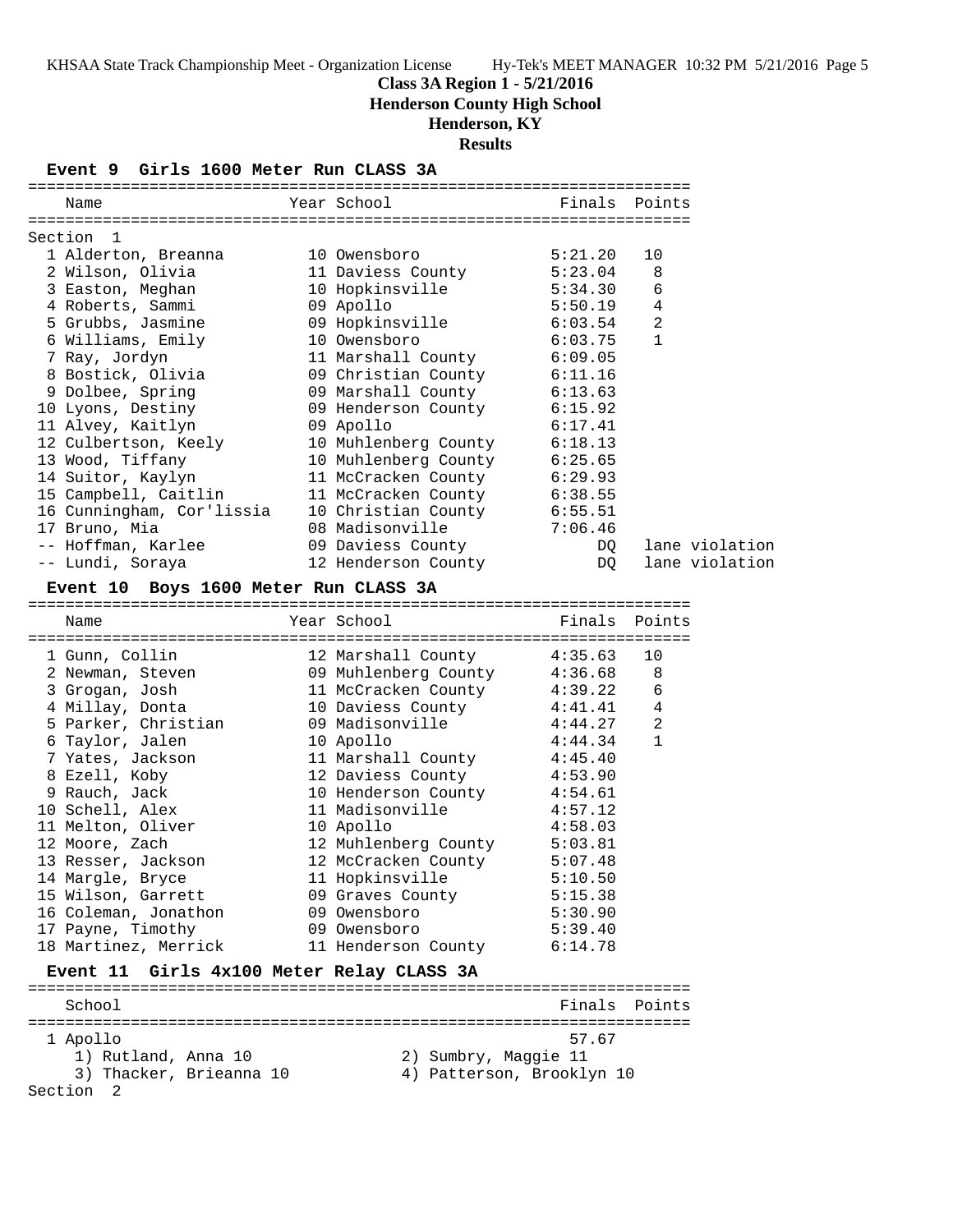**Class 3A Region 1 - 5/21/2016**
**Henderson County High School**
**Henderson, KY**
**Results**

### Event 9 Girls 1600 Meter Run CLASS 3A

Section 1

| Place | Name | Year | School | Finals | Points |
|---|---|---|---|---|---|
| 1 | Alderton, Breanna | 10 | Owensboro | 5:21.20 | 10 |
| 2 | Wilson, Olivia | 11 | Daviess County | 5:23.04 | 8 |
| 3 | Easton, Meghan | 10 | Hopkinsville | 5:34.30 | 6 |
| 4 | Roberts, Sammi | 09 | Apollo | 5:50.19 | 4 |
| 5 | Grubbs, Jasmine | 09 | Hopkinsville | 6:03.54 | 2 |
| 6 | Williams, Emily | 10 | Owensboro | 6:03.75 | 1 |
| 7 | Ray, Jordyn | 11 | Marshall County | 6:09.05 | |
| 8 | Bostick, Olivia | 09 | Christian County | 6:11.16 | |
| 9 | Dolbee, Spring | 09 | Marshall County | 6:13.63 | |
| 10 | Lyons, Destiny | 09 | Henderson County | 6:15.92 | |
| 11 | Alvey, Kaitlyn | 09 | Apollo | 6:17.41 | |
| 12 | Culbertson, Keely | 10 | Muhlenberg County | 6:18.13 | |
| 13 | Wood, Tiffany | 10 | Muhlenberg County | 6:25.65 | |
| 14 | Suitor, Kaylyn | 11 | McCracken County | 6:29.93 | |
| 15 | Campbell, Caitlin | 11 | McCracken County | 6:38.55 | |
| 16 | Cunningham, Cor'lissia | 10 | Christian County | 6:55.51 | |
| 17 | Bruno, Mia | 08 | Madisonville | 7:06.46 | |
| -- | Hoffman, Karlee | 09 | Daviess County | DQ | lane violation |
| -- | Lundi, Soraya | 12 | Henderson County | DQ | lane violation |

### Event 10 Boys 1600 Meter Run CLASS 3A

| Place | Name | Year | School | Finals | Points |
|---|---|---|---|---|---|
| 1 | Gunn, Collin | 12 | Marshall County | 4:35.63 | 10 |
| 2 | Newman, Steven | 09 | Muhlenberg County | 4:36.68 | 8 |
| 3 | Grogan, Josh | 11 | McCracken County | 4:39.22 | 6 |
| 4 | Millay, Donta | 10 | Daviess County | 4:41.41 | 4 |
| 5 | Parker, Christian | 09 | Madisonville | 4:44.27 | 2 |
| 6 | Taylor, Jalen | 10 | Apollo | 4:44.34 | 1 |
| 7 | Yates, Jackson | 11 | Marshall County | 4:45.40 | |
| 8 | Ezell, Koby | 12 | Daviess County | 4:53.90 | |
| 9 | Rauch, Jack | 10 | Henderson County | 4:54.61 | |
| 10 | Schell, Alex | 11 | Madisonville | 4:57.12 | |
| 11 | Melton, Oliver | 10 | Apollo | 4:58.03 | |
| 12 | Moore, Zach | 12 | Muhlenberg County | 5:03.81 | |
| 13 | Resser, Jackson | 12 | McCracken County | 5:07.48 | |
| 14 | Margle, Bryce | 11 | Hopkinsville | 5:10.50 | |
| 15 | Wilson, Garrett | 09 | Graves County | 5:15.38 | |
| 16 | Coleman, Jonathon | 09 | Owensboro | 5:30.90 | |
| 17 | Payne, Timothy | 09 | Owensboro | 5:39.40 | |
| 18 | Martinez, Merrick | 11 | Henderson County | 6:14.78 | |

### Event 11 Girls 4x100 Meter Relay CLASS 3A

| Place | School | Finals | Points |
|---|---|---|---|
| 1 | Apollo | 57.67 | |

1) Rutland, Anna 10
2) Sumbry, Maggie 11
3) Thacker, Brieanna 10
4) Patterson, Brooklyn 10

Section 2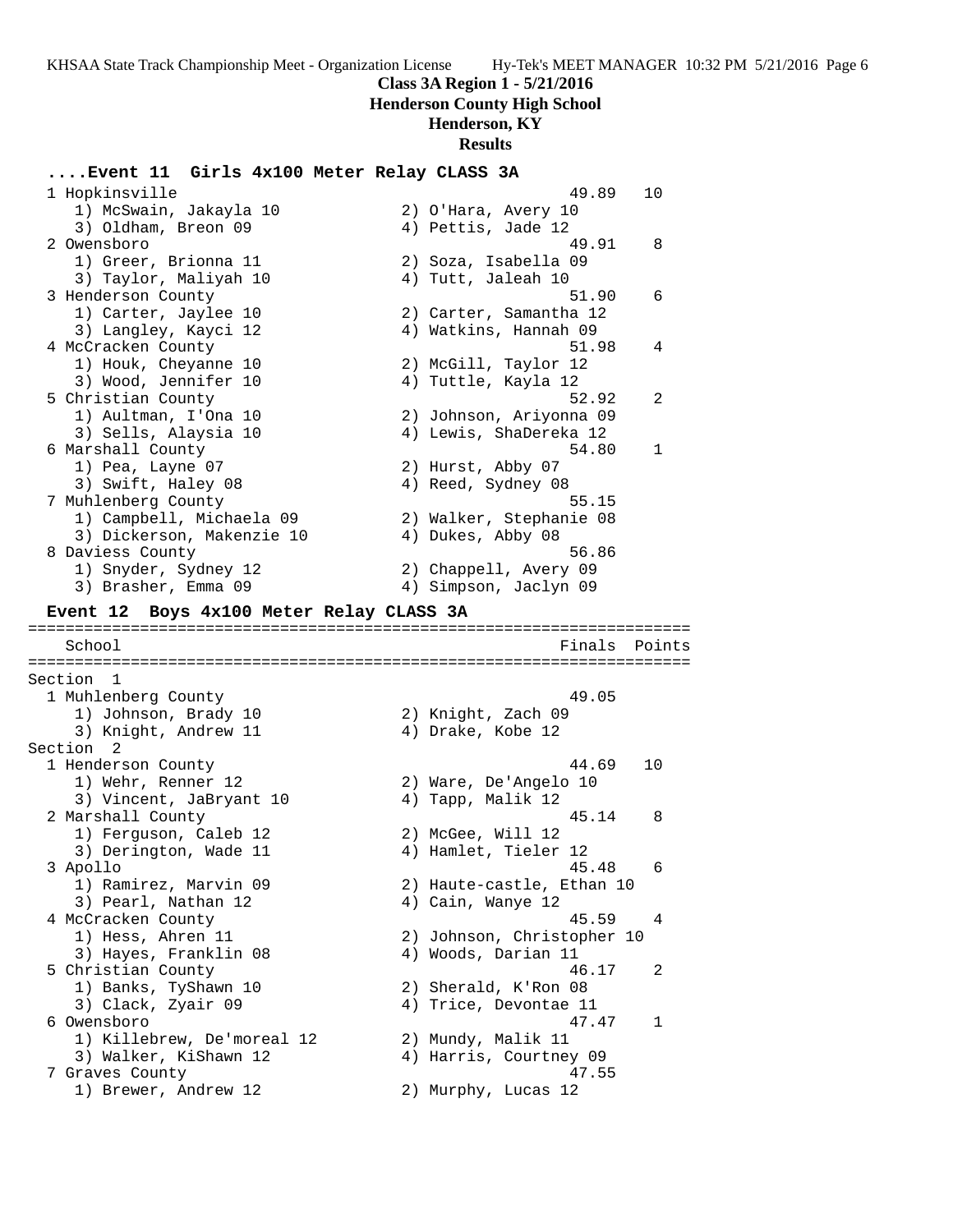**Class 3A Region 1 - 5/21/2016**

**Henderson County High School**

**Henderson, KY**

**Results**

### ....Event 11 Girls 4x100 Meter Relay CLASS 3A

```
  1 Hopkinsville                                          49.89   10
     1) McSwain, Jakayla 10             2) O'Hara, Avery 10
     3) Oldham, Breon 09                4) Pettis, Jade 12
  2 Owensboro                                             49.91    8
     1) Greer, Brionna 11               2) Soza, Isabella 09
     3) Taylor, Maliyah 10              4) Tutt, Jaleah 10
  3 Henderson County                                      51.90    6
     1) Carter, Jaylee 10               2) Carter, Samantha 12
     3) Langley, Kayci 12               4) Watkins, Hannah 09
  4 McCracken County                                      51.98    4
     1) Houk, Cheyanne 10               2) McGill, Taylor 12
     3) Wood, Jennifer 10               4) Tuttle, Kayla 12
  5 Christian County                                      52.92    2
     1) Aultman, I'Ona 10               2) Johnson, Ariyonna 09
     3) Sells, Alaysia 10               4) Lewis, ShaDereka 12
  6 Marshall County                                       54.80    1
     1) Pea, Layne 07                   2) Hurst, Abby 07
     3) Swift, Haley 08                 4) Reed, Sydney 08
  7 Muhlenberg County                                     55.15
     1) Campbell, Michaela 09           2) Walker, Stephanie 08
     3) Dickerson, Makenzie 10          4) Dukes, Abby 08
  8 Daviess County                                        56.86
     1) Snyder, Sydney 12               2) Chappell, Avery 09
     3) Brasher, Emma 09                4) Simpson, Jaclyn 09
```

### Event 12 Boys 4x100 Meter Relay CLASS 3A

```
=======================================================================
    School                                               Finals  Points
=======================================================================
Section  1
  1 Muhlenberg County                                     49.05
     1) Johnson, Brady 10               2) Knight, Zach 09
     3) Knight, Andrew 11               4) Drake, Kobe 12
Section  2
  1 Henderson County                                      44.69   10
     1) Wehr, Renner 12                 2) Ware, De'Angelo 10
     3) Vincent, JaBryant 10            4) Tapp, Malik 12
  2 Marshall County                                       45.14    8
     1) Ferguson, Caleb 12              2) McGee, Will 12
     3) Derington, Wade 11              4) Hamlet, Tieler 12
  3 Apollo                                                45.48    6
     1) Ramirez, Marvin 09              2) Haute-castle, Ethan 10
     3) Pearl, Nathan 12                4) Cain, Wanye 12
  4 McCracken County                                      45.59    4
     1) Hess, Ahren 11                  2) Johnson, Christopher 10
     3) Hayes, Franklin 08              4) Woods, Darian 11
  5 Christian County                                      46.17    2
     1) Banks, TyShawn 10               2) Sherald, K'Ron 08
     3) Clack, Zyair 09                 4) Trice, Devontae 11
  6 Owensboro                                             47.47    1
     1) Killebrew, De'moreal 12         2) Mundy, Malik 11
     3) Walker, KiShawn 12              4) Harris, Courtney 09
  7 Graves County                                         47.55
     1) Brewer, Andrew 12               2) Murphy, Lucas 12
```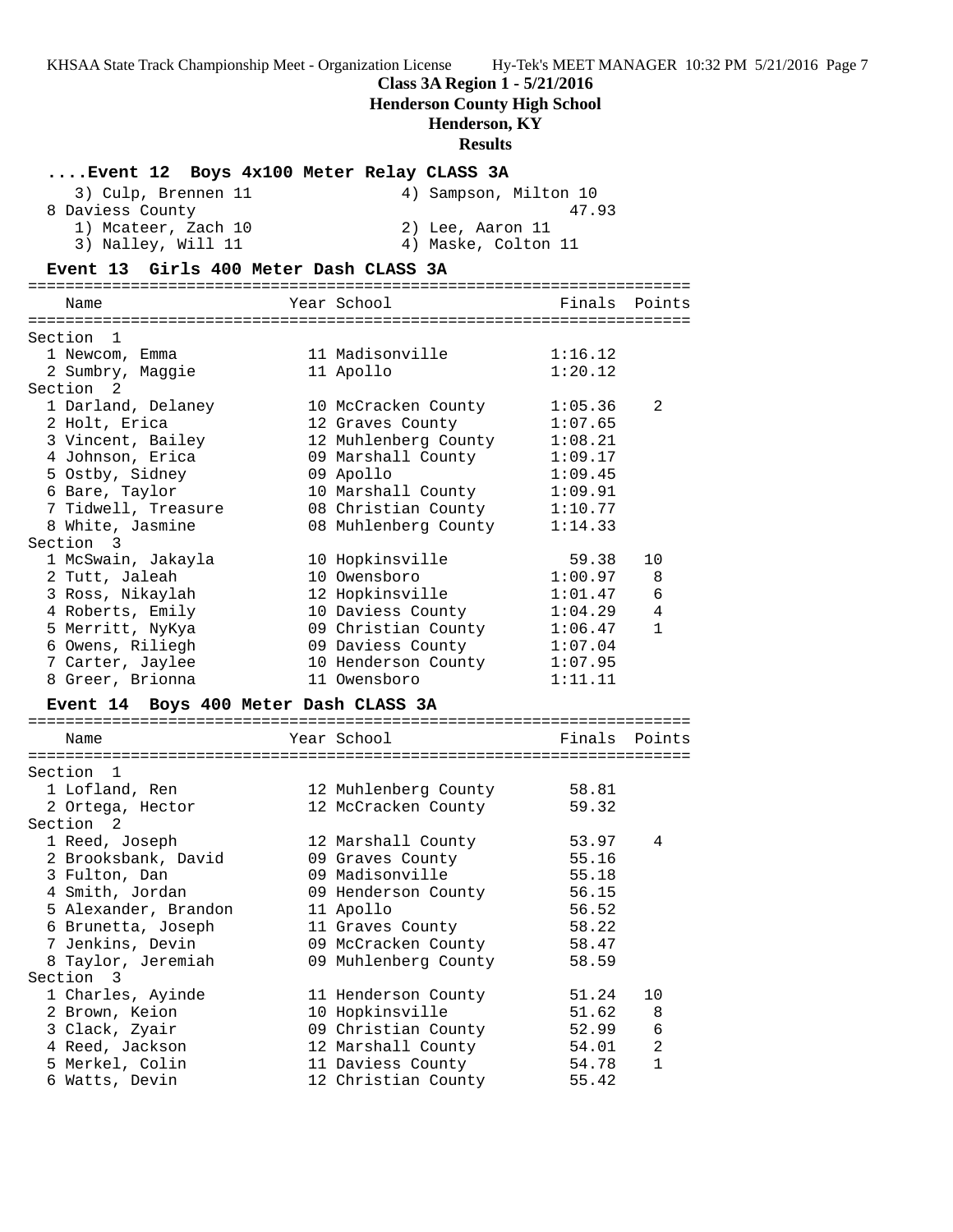**Class 3A Region 1 - 5/21/2016**
**Henderson County High School**
**Henderson, KY**
**Results**

### ....Event 12 Boys 4x100 Meter Relay CLASS 3A

```
   3) Culp, Brennen 11               4) Sampson, Milton 10
 8 Daviess County                                  47.93
   1) Mcateer, Zach 10               2) Lee, Aaron 11
   3) Nalley, Will 11                4) Maske, Colton 11
```

### Event 13 Girls 400 Meter Dash CLASS 3A

| Name | Year | School | Finals | Points |
|---|---|---|---|---|
| **Section 1** | | | | |
| 1 Newcom, Emma | 11 | Madisonville | 1:16.12 | |
| 2 Sumbry, Maggie | 11 | Apollo | 1:20.12 | |
| **Section 2** | | | | |
| 1 Darland, Delaney | 10 | McCracken County | 1:05.36 | 2 |
| 2 Holt, Erica | 12 | Graves County | 1:07.65 | |
| 3 Vincent, Bailey | 12 | Muhlenberg County | 1:08.21 | |
| 4 Johnson, Erica | 09 | Marshall County | 1:09.17 | |
| 5 Ostby, Sidney | 09 | Apollo | 1:09.45 | |
| 6 Bare, Taylor | 10 | Marshall County | 1:09.91 | |
| 7 Tidwell, Treasure | 08 | Christian County | 1:10.77 | |
| 8 White, Jasmine | 08 | Muhlenberg County | 1:14.33 | |
| **Section 3** | | | | |
| 1 McSwain, Jakayla | 10 | Hopkinsville | 59.38 | 10 |
| 2 Tutt, Jaleah | 10 | Owensboro | 1:00.97 | 8 |
| 3 Ross, Nikaylah | 12 | Hopkinsville | 1:01.47 | 6 |
| 4 Roberts, Emily | 10 | Daviess County | 1:04.29 | 4 |
| 5 Merritt, NyKya | 09 | Christian County | 1:06.47 | 1 |
| 6 Owens, Riliegh | 09 | Daviess County | 1:07.04 | |
| 7 Carter, Jaylee | 10 | Henderson County | 1:07.95 | |
| 8 Greer, Brionna | 11 | Owensboro | 1:11.11 | |

### Event 14 Boys 400 Meter Dash CLASS 3A

| Name | Year | School | Finals | Points |
|---|---|---|---|---|
| **Section 1** | | | | |
| 1 Lofland, Ren | 12 | Muhlenberg County | 58.81 | |
| 2 Ortega, Hector | 12 | McCracken County | 59.32 | |
| **Section 2** | | | | |
| 1 Reed, Joseph | 12 | Marshall County | 53.97 | 4 |
| 2 Brooksbank, David | 09 | Graves County | 55.16 | |
| 3 Fulton, Dan | 09 | Madisonville | 55.18 | |
| 4 Smith, Jordan | 09 | Henderson County | 56.15 | |
| 5 Alexander, Brandon | 11 | Apollo | 56.52 | |
| 6 Brunetta, Joseph | 11 | Graves County | 58.22 | |
| 7 Jenkins, Devin | 09 | McCracken County | 58.47 | |
| 8 Taylor, Jeremiah | 09 | Muhlenberg County | 58.59 | |
| **Section 3** | | | | |
| 1 Charles, Ayinde | 11 | Henderson County | 51.24 | 10 |
| 2 Brown, Keion | 10 | Hopkinsville | 51.62 | 8 |
| 3 Clack, Zyair | 09 | Christian County | 52.99 | 6 |
| 4 Reed, Jackson | 12 | Marshall County | 54.01 | 2 |
| 5 Merkel, Colin | 11 | Daviess County | 54.78 | 1 |
| 6 Watts, Devin | 12 | Christian County | 55.42 | |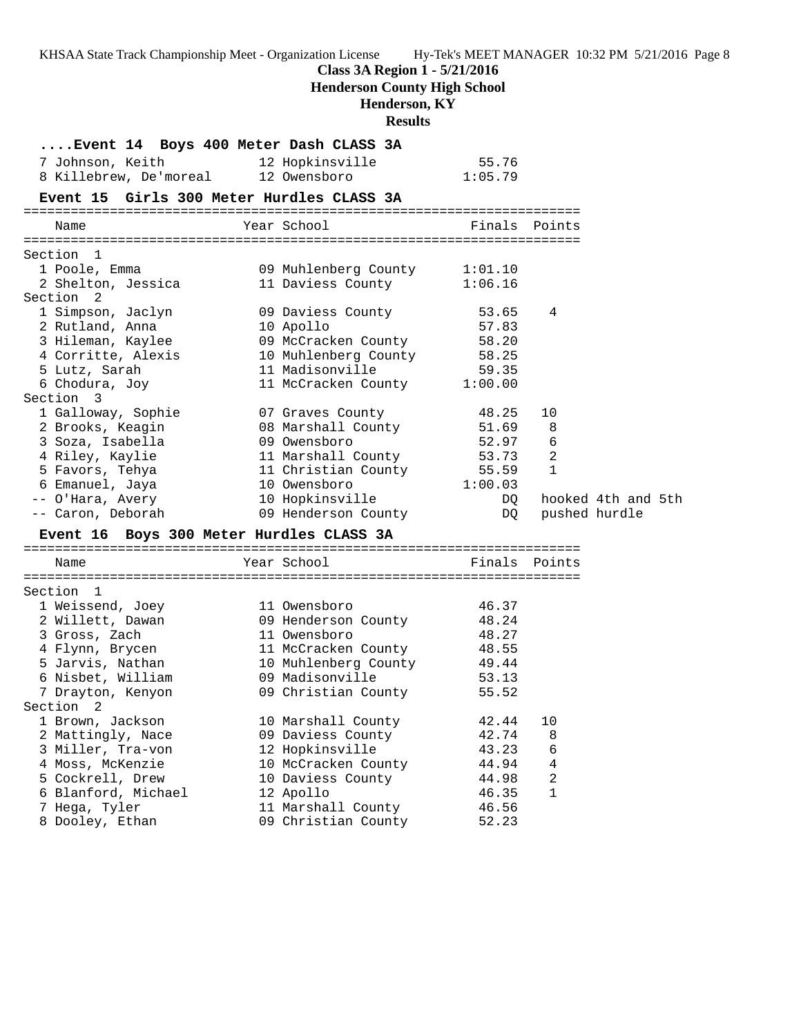**Class 3A Region 1 - 5/21/2016**

**Henderson County High School**

**Henderson, KY**

**Results**

### ....Event 14 Boys 400 Meter Dash CLASS 3A

| Place | Name | Year | School | Finals | Points |
|---|---|---|---|---|---|
| 7 | Johnson, Keith | 12 | Hopkinsville | 55.76 | |
| 8 | Killebrew, De'moreal | 12 | Owensboro | 1:05.79 | |

### Event 15 Girls 300 Meter Hurdles CLASS 3A

| Place | Name | Year | School | Finals | Points |
|---|---|---|---|---|---|
| **Section 1** | | | | | |
| 1 | Poole, Emma | 09 | Muhlenberg County | 1:01.10 | |
| 2 | Shelton, Jessica | 11 | Daviess County | 1:06.16 | |
| **Section 2** | | | | | |
| 1 | Simpson, Jaclyn | 09 | Daviess County | 53.65 | 4 |
| 2 | Rutland, Anna | 10 | Apollo | 57.83 | |
| 3 | Hileman, Kaylee | 09 | McCracken County | 58.20 | |
| 4 | Corritte, Alexis | 10 | Muhlenberg County | 58.25 | |
| 5 | Lutz, Sarah | 11 | Madisonville | 59.35 | |
| 6 | Chodura, Joy | 11 | McCracken County | 1:00.00 | |
| **Section 3** | | | | | |
| 1 | Galloway, Sophie | 07 | Graves County | 48.25 | 10 |
| 2 | Brooks, Keagin | 08 | Marshall County | 51.69 | 8 |
| 3 | Soza, Isabella | 09 | Owensboro | 52.97 | 6 |
| 4 | Riley, Kaylie | 11 | Marshall County | 53.73 | 2 |
| 5 | Favors, Tehya | 11 | Christian County | 55.59 | 1 |
| 6 | Emanuel, Jaya | 10 | Owensboro | 1:00.03 | |
| -- | O'Hara, Avery | 10 | Hopkinsville | DQ | hooked 4th and 5th |
| -- | Caron, Deborah | 09 | Henderson County | DQ | pushed hurdle |

### Event 16 Boys 300 Meter Hurdles CLASS 3A

| Place | Name | Year | School | Finals | Points |
|---|---|---|---|---|---|
| **Section 1** | | | | | |
| 1 | Weissend, Joey | 11 | Owensboro | 46.37 | |
| 2 | Willett, Dawan | 09 | Henderson County | 48.24 | |
| 3 | Gross, Zach | 11 | Owensboro | 48.27 | |
| 4 | Flynn, Brycen | 11 | McCracken County | 48.55 | |
| 5 | Jarvis, Nathan | 10 | Muhlenberg County | 49.44 | |
| 6 | Nisbet, William | 09 | Madisonville | 53.13 | |
| 7 | Drayton, Kenyon | 09 | Christian County | 55.52 | |
| **Section 2** | | | | | |
| 1 | Brown, Jackson | 10 | Marshall County | 42.44 | 10 |
| 2 | Mattingly, Nace | 09 | Daviess County | 42.74 | 8 |
| 3 | Miller, Tra-von | 12 | Hopkinsville | 43.23 | 6 |
| 4 | Moss, McKenzie | 10 | McCracken County | 44.94 | 4 |
| 5 | Cockrell, Drew | 10 | Daviess County | 44.98 | 2 |
| 6 | Blanford, Michael | 12 | Apollo | 46.35 | 1 |
| 7 | Hega, Tyler | 11 | Marshall County | 46.56 | |
| 8 | Dooley, Ethan | 09 | Christian County | 52.23 | |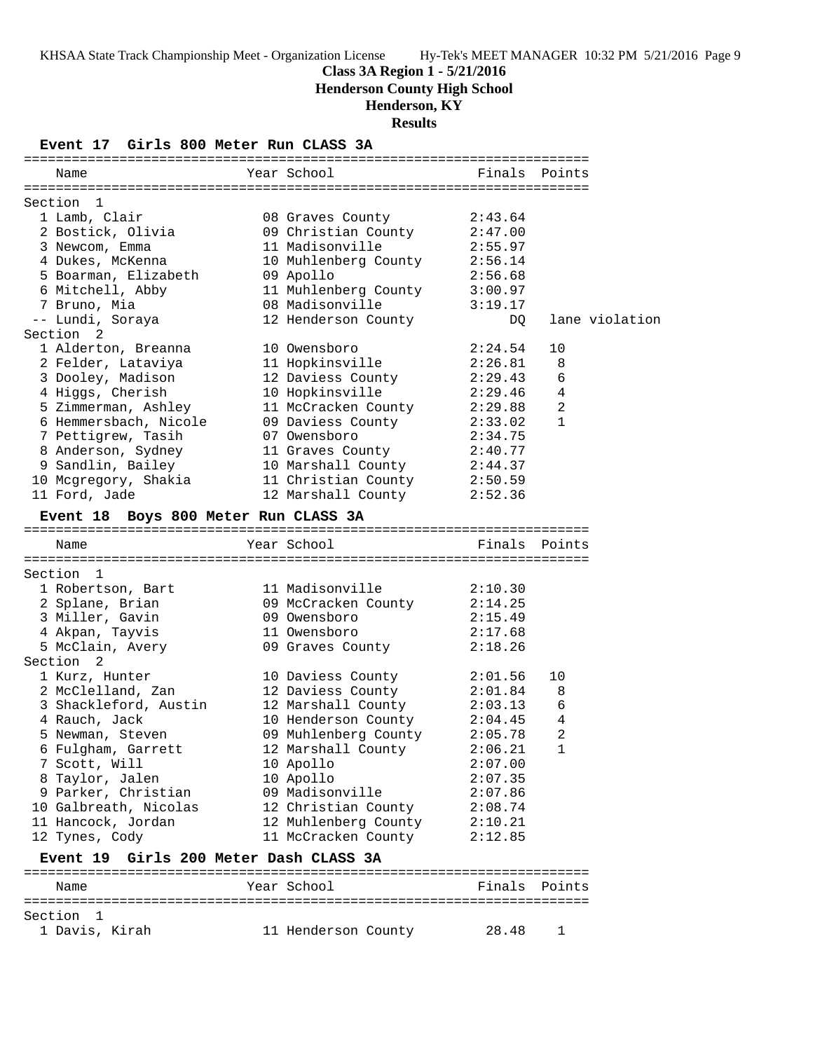# Class 3A Region 1 - 5/21/2016
## Henderson County High School
## Henderson, KY
## Results

### Event 17 Girls 800 Meter Run CLASS 3A

| Name | Year | School | Finals | Points |
|---|---|---|---|---|
| **Section 1** | | | | |
| 1 Lamb, Clair | 08 | Graves County | 2:43.64 | |
| 2 Bostick, Olivia | 09 | Christian County | 2:47.00 | |
| 3 Newcom, Emma | 11 | Madisonville | 2:55.97 | |
| 4 Dukes, McKenna | 10 | Muhlenberg County | 2:56.14 | |
| 5 Boarman, Elizabeth | 09 | Apollo | 2:56.68 | |
| 6 Mitchell, Abby | 11 | Muhlenberg County | 3:00.97 | |
| 7 Bruno, Mia | 08 | Madisonville | 3:19.17 | |
| -- Lundi, Soraya | 12 | Henderson County | DQ | lane violation |
| **Section 2** | | | | |
| 1 Alderton, Breanna | 10 | Owensboro | 2:24.54 | 10 |
| 2 Felder, Lataviya | 11 | Hopkinsville | 2:26.81 | 8 |
| 3 Dooley, Madison | 12 | Daviess County | 2:29.43 | 6 |
| 4 Higgs, Cherish | 10 | Hopkinsville | 2:29.46 | 4 |
| 5 Zimmerman, Ashley | 11 | McCracken County | 2:29.88 | 2 |
| 6 Hemmersbach, Nicole | 09 | Daviess County | 2:33.02 | 1 |
| 7 Pettigrew, Tasih | 07 | Owensboro | 2:34.75 | |
| 8 Anderson, Sydney | 11 | Graves County | 2:40.77 | |
| 9 Sandlin, Bailey | 10 | Marshall County | 2:44.37 | |
| 10 Mcgregory, Shakia | 11 | Christian County | 2:50.59 | |
| 11 Ford, Jade | 12 | Marshall County | 2:52.36 | |

### Event 18 Boys 800 Meter Run CLASS 3A

| Name | Year | School | Finals | Points |
|---|---|---|---|---|
| **Section 1** | | | | |
| 1 Robertson, Bart | 11 | Madisonville | 2:10.30 | |
| 2 Splane, Brian | 09 | McCracken County | 2:14.25 | |
| 3 Miller, Gavin | 09 | Owensboro | 2:15.49 | |
| 4 Akpan, Tayvis | 11 | Owensboro | 2:17.68 | |
| 5 McClain, Avery | 09 | Graves County | 2:18.26 | |
| **Section 2** | | | | |
| 1 Kurz, Hunter | 10 | Daviess County | 2:01.56 | 10 |
| 2 McClelland, Zan | 12 | Daviess County | 2:01.84 | 8 |
| 3 Shackleford, Austin | 12 | Marshall County | 2:03.13 | 6 |
| 4 Rauch, Jack | 10 | Henderson County | 2:04.45 | 4 |
| 5 Newman, Steven | 09 | Muhlenberg County | 2:05.78 | 2 |
| 6 Fulgham, Garrett | 12 | Marshall County | 2:06.21 | 1 |
| 7 Scott, Will | 10 | Apollo | 2:07.00 | |
| 8 Taylor, Jalen | 10 | Apollo | 2:07.35 | |
| 9 Parker, Christian | 09 | Madisonville | 2:07.86 | |
| 10 Galbreath, Nicolas | 12 | Christian County | 2:08.74 | |
| 11 Hancock, Jordan | 12 | Muhlenberg County | 2:10.21 | |
| 12 Tynes, Cody | 11 | McCracken County | 2:12.85 | |

### Event 19 Girls 200 Meter Dash CLASS 3A

| Name | Year | School | Finals | Points |
|---|---|---|---|---|
| **Section 1** | | | | |
| 1 Davis, Kirah | 11 | Henderson County | 28.48 | 1 |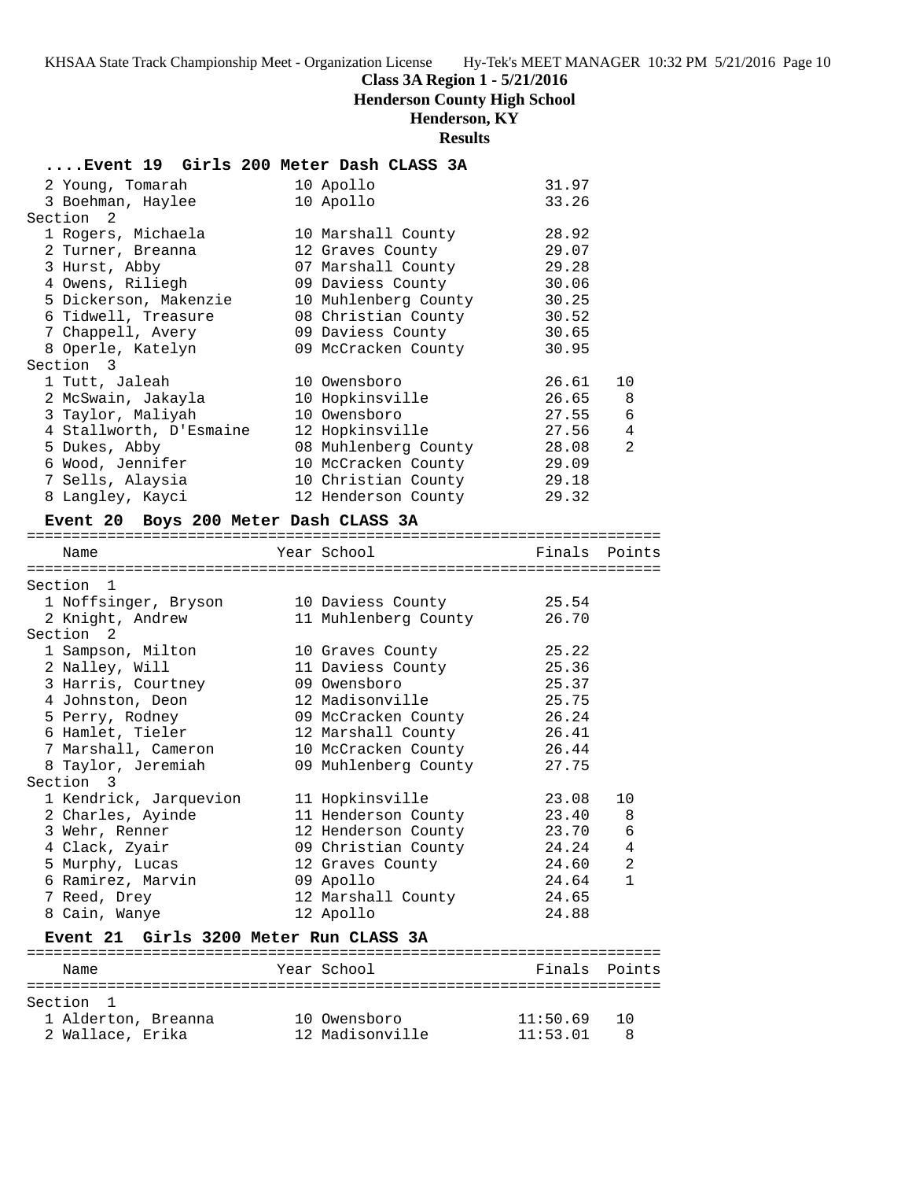**Class 3A Region 1 - 5/21/2016**

**Henderson County High School**

**Henderson, KY**

**Results**

### ....Event 19 Girls 200 Meter Dash CLASS 3A

| Place | Name | Year | School | Finals | Points |
|---|---|---|---|---|---|
| 2 | Young, Tomarah | 10 | Apollo | 31.97 | |
| 3 | Boehman, Haylee | 10 | Apollo | 33.26 | |
| **Section 2** | | | | | |
| 1 | Rogers, Michaela | 10 | Marshall County | 28.92 | |
| 2 | Turner, Breanna | 12 | Graves County | 29.07 | |
| 3 | Hurst, Abby | 07 | Marshall County | 29.28 | |
| 4 | Owens, Riliegh | 09 | Daviess County | 30.06 | |
| 5 | Dickerson, Makenzie | 10 | Muhlenberg County | 30.25 | |
| 6 | Tidwell, Treasure | 08 | Christian County | 30.52 | |
| 7 | Chappell, Avery | 09 | Daviess County | 30.65 | |
| 8 | Operle, Katelyn | 09 | McCracken County | 30.95 | |
| **Section 3** | | | | | |
| 1 | Tutt, Jaleah | 10 | Owensboro | 26.61 | 10 |
| 2 | McSwain, Jakayla | 10 | Hopkinsville | 26.65 | 8 |
| 3 | Taylor, Maliyah | 10 | Owensboro | 27.55 | 6 |
| 4 | Stallworth, D'Esmaine | 12 | Hopkinsville | 27.56 | 4 |
| 5 | Dukes, Abby | 08 | Muhlenberg County | 28.08 | 2 |
| 6 | Wood, Jennifer | 10 | McCracken County | 29.09 | |
| 7 | Sells, Alaysia | 10 | Christian County | 29.18 | |
| 8 | Langley, Kayci | 12 | Henderson County | 29.32 | |

### Event 20 Boys 200 Meter Dash CLASS 3A

| Place | Name | Year | School | Finals | Points |
|---|---|---|---|---|---|
| **Section 1** | | | | | |
| 1 | Noffsinger, Bryson | 10 | Daviess County | 25.54 | |
| 2 | Knight, Andrew | 11 | Muhlenberg County | 26.70 | |
| **Section 2** | | | | | |
| 1 | Sampson, Milton | 10 | Graves County | 25.22 | |
| 2 | Nalley, Will | 11 | Daviess County | 25.36 | |
| 3 | Harris, Courtney | 09 | Owensboro | 25.37 | |
| 4 | Johnston, Deon | 12 | Madisonville | 25.75 | |
| 5 | Perry, Rodney | 09 | McCracken County | 26.24 | |
| 6 | Hamlet, Tieler | 12 | Marshall County | 26.41 | |
| 7 | Marshall, Cameron | 10 | McCracken County | 26.44 | |
| 8 | Taylor, Jeremiah | 09 | Muhlenberg County | 27.75 | |
| **Section 3** | | | | | |
| 1 | Kendrick, Jarquevion | 11 | Hopkinsville | 23.08 | 10 |
| 2 | Charles, Ayinde | 11 | Henderson County | 23.40 | 8 |
| 3 | Wehr, Renner | 12 | Henderson County | 23.70 | 6 |
| 4 | Clack, Zyair | 09 | Christian County | 24.24 | 4 |
| 5 | Murphy, Lucas | 12 | Graves County | 24.60 | 2 |
| 6 | Ramirez, Marvin | 09 | Apollo | 24.64 | 1 |
| 7 | Reed, Drey | 12 | Marshall County | 24.65 | |
| 8 | Cain, Wanye | 12 | Apollo | 24.88 | |

### Event 21 Girls 3200 Meter Run CLASS 3A

| Place | Name | Year | School | Finals | Points |
|---|---|---|---|---|---|
| **Section 1** | | | | | |
| 1 | Alderton, Breanna | 10 | Owensboro | 11:50.69 | 10 |
| 2 | Wallace, Erika | 12 | Madisonville | 11:53.01 | 8 |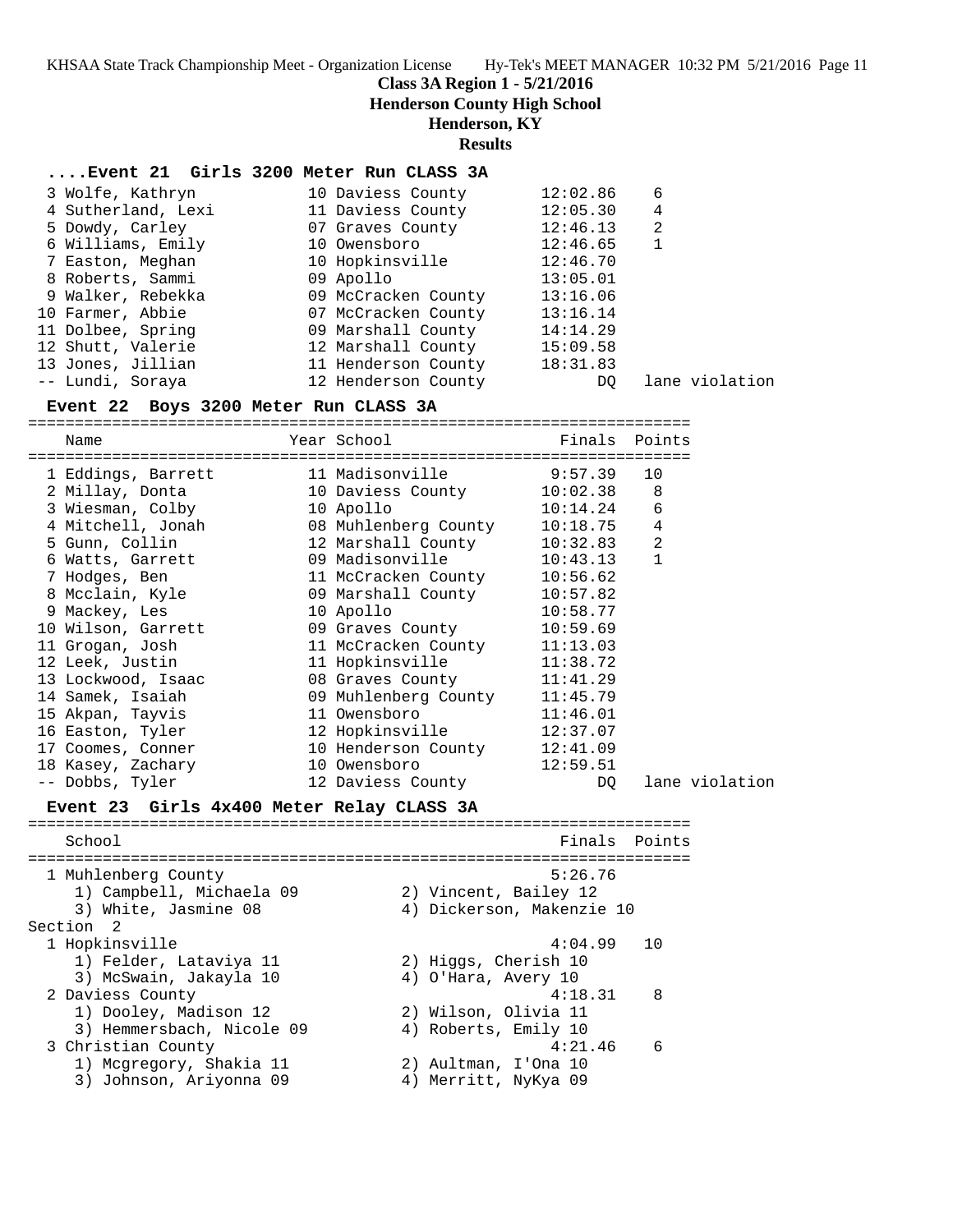**Class 3A Region 1 - 5/21/2016**
**Henderson County High School**
**Henderson, KY**
**Results**

### ....Event 21 Girls 3200 Meter Run CLASS 3A

| Place | Name | Year | School | Finals | Points |
|---|---|---|---|---|---|
| 3 | Wolfe, Kathryn | 10 | Daviess County | 12:02.86 | 6 |
| 4 | Sutherland, Lexi | 11 | Daviess County | 12:05.30 | 4 |
| 5 | Dowdy, Carley | 07 | Graves County | 12:46.13 | 2 |
| 6 | Williams, Emily | 10 | Owensboro | 12:46.65 | 1 |
| 7 | Easton, Meghan | 10 | Hopkinsville | 12:46.70 | |
| 8 | Roberts, Sammi | 09 | Apollo | 13:05.01 | |
| 9 | Walker, Rebekka | 09 | McCracken County | 13:16.06 | |
| 10 | Farmer, Abbie | 07 | McCracken County | 13:16.14 | |
| 11 | Dolbee, Spring | 09 | Marshall County | 14:14.29 | |
| 12 | Shutt, Valerie | 12 | Marshall County | 15:09.58 | |
| 13 | Jones, Jillian | 11 | Henderson County | 18:31.83 | |
| -- | Lundi, Soraya | 12 | Henderson County | DQ | lane violation |

### Event 22 Boys 3200 Meter Run CLASS 3A

| Place | Name | Year | School | Finals | Points |
|---|---|---|---|---|---|
| 1 | Eddings, Barrett | 11 | Madisonville | 9:57.39 | 10 |
| 2 | Millay, Donta | 10 | Daviess County | 10:02.38 | 8 |
| 3 | Wiesman, Colby | 10 | Apollo | 10:14.24 | 6 |
| 4 | Mitchell, Jonah | 08 | Muhlenberg County | 10:18.75 | 4 |
| 5 | Gunn, Collin | 12 | Marshall County | 10:32.83 | 2 |
| 6 | Watts, Garrett | 09 | Madisonville | 10:43.13 | 1 |
| 7 | Hodges, Ben | 11 | McCracken County | 10:56.62 | |
| 8 | Mcclain, Kyle | 09 | Marshall County | 10:57.82 | |
| 9 | Mackey, Les | 10 | Apollo | 10:58.77 | |
| 10 | Wilson, Garrett | 09 | Graves County | 10:59.69 | |
| 11 | Grogan, Josh | 11 | McCracken County | 11:13.03 | |
| 12 | Leek, Justin | 11 | Hopkinsville | 11:38.72 | |
| 13 | Lockwood, Isaac | 08 | Graves County | 11:41.29 | |
| 14 | Samek, Isaiah | 09 | Muhlenberg County | 11:45.79 | |
| 15 | Akpan, Tayvis | 11 | Owensboro | 11:46.01 | |
| 16 | Easton, Tyler | 12 | Hopkinsville | 12:37.07 | |
| 17 | Coomes, Conner | 10 | Henderson County | 12:41.09 | |
| 18 | Kasey, Zachary | 10 | Owensboro | 12:59.51 | |
| -- | Dobbs, Tyler | 12 | Daviess County | DQ | lane violation |

### Event 23 Girls 4x400 Meter Relay CLASS 3A

| Place | School | Finals | Points |
|---|---|---|---|
| 1 | Muhlenberg County | 5:26.76 | |
| | 1) Campbell, Michaela 09; 2) Vincent, Bailey 12; 3) White, Jasmine 08; 4) Dickerson, Makenzie 10 | | |
| **Section 2** | | | |
| 1 | Hopkinsville | 4:04.99 | 10 |
| | 1) Felder, Lataviya 11; 2) Higgs, Cherish 10; 3) McSwain, Jakayla 10; 4) O'Hara, Avery 10 | | |
| 2 | Daviess County | 4:18.31 | 8 |
| | 1) Dooley, Madison 12; 2) Wilson, Olivia 11; 3) Hemmersbach, Nicole 09; 4) Roberts, Emily 10 | | |
| 3 | Christian County | 4:21.46 | 6 |
| | 1) Mcgregory, Shakia 11; 2) Aultman, I'Ona 10; 3) Johnson, Ariyonna 09; 4) Merritt, NyKya 09 | | |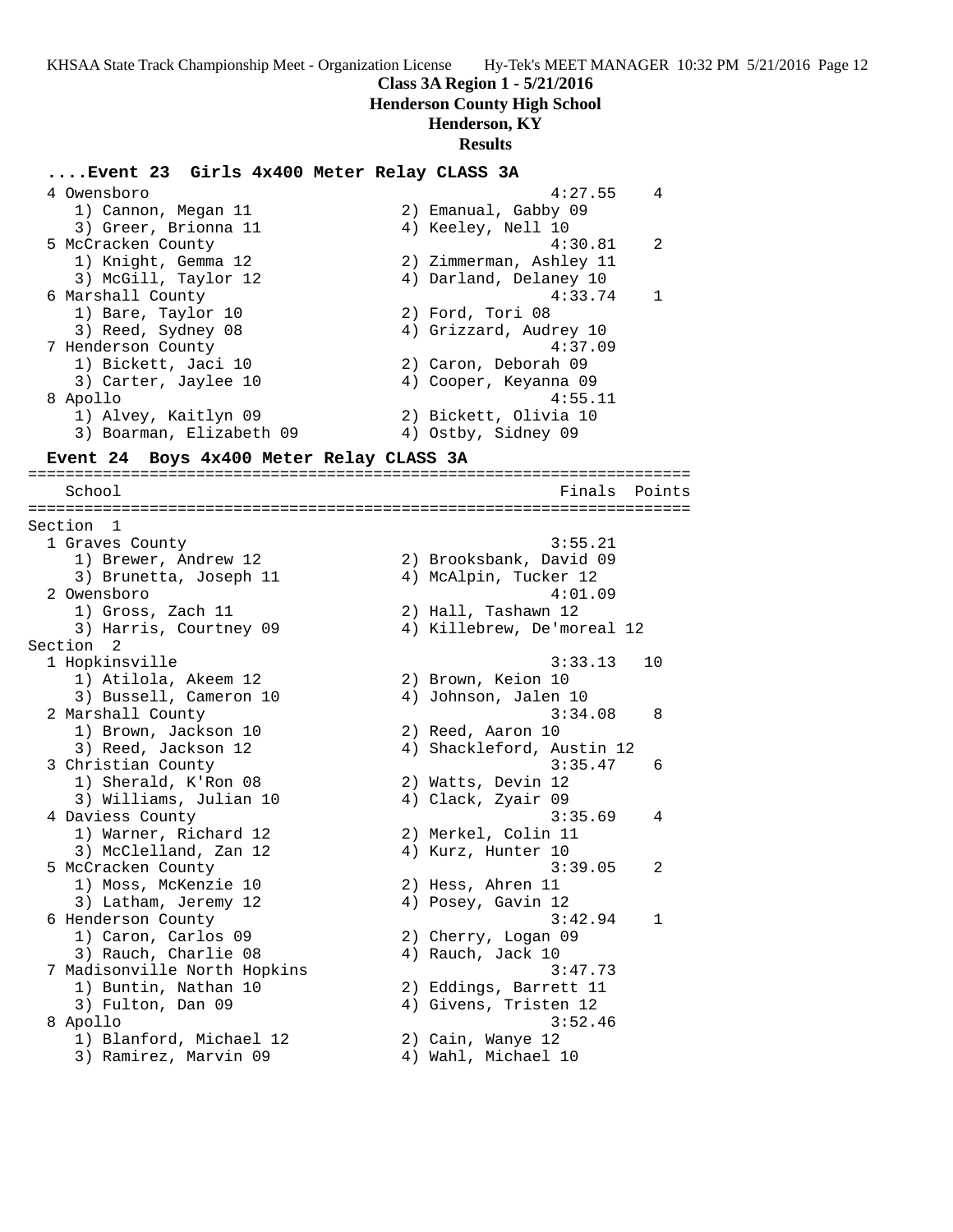**Class 3A Region 1 - 5/21/2016**

**Henderson County High School**

**Henderson, KY**

**Results**

### ....Event 23 Girls 4x400 Meter Relay CLASS 3A

```
  4 Owensboro                                          4:27.55    4
     1) Cannon, Megan 11                2) Emanual, Gabby 09
     3) Greer, Brionna 11               4) Keeley, Nell 10
  5 McCracken County                                   4:30.81    2
     1) Knight, Gemma 12                2) Zimmerman, Ashley 11
     3) McGill, Taylor 12               4) Darland, Delaney 10
  6 Marshall County                                    4:33.74    1
     1) Bare, Taylor 10                 2) Ford, Tori 08
     3) Reed, Sydney 08                 4) Grizzard, Audrey 10
  7 Henderson County                                   4:37.09
     1) Bickett, Jaci 10                2) Caron, Deborah 09
     3) Carter, Jaylee 10               4) Cooper, Keyanna 09
  8 Apollo                                             4:55.11
     1) Alvey, Kaitlyn 09               2) Bickett, Olivia 10
     3) Boarman, Elizabeth 09           4) Ostby, Sidney 09
```

### Event 24 Boys 4x400 Meter Relay CLASS 3A

```
=======================================================================
    School                                            Finals  Points
=======================================================================
Section  1
  1 Graves County                                      3:55.21
     1) Brewer, Andrew 12               2) Brooksbank, David 09
     3) Brunetta, Joseph 11             4) McAlpin, Tucker 12
  2 Owensboro                                          4:01.09
     1) Gross, Zach 11                  2) Hall, Tashawn 12
     3) Harris, Courtney 09             4) Killebrew, De'moreal 12
Section  2
  1 Hopkinsville                                       3:33.13   10
     1) Atilola, Akeem 12               2) Brown, Keion 10
     3) Bussell, Cameron 10             4) Johnson, Jalen 10
  2 Marshall County                                    3:34.08    8
     1) Brown, Jackson 10               2) Reed, Aaron 10
     3) Reed, Jackson 12                4) Shackleford, Austin 12
  3 Christian County                                   3:35.47    6
     1) Sherald, K'Ron 08               2) Watts, Devin 12
     3) Williams, Julian 10             4) Clack, Zyair 09
  4 Daviess County                                     3:35.69    4
     1) Warner, Richard 12              2) Merkel, Colin 11
     3) McClelland, Zan 12              4) Kurz, Hunter 10
  5 McCracken County                                   3:39.05    2
     1) Moss, McKenzie 10               2) Hess, Ahren 11
     3) Latham, Jeremy 12               4) Posey, Gavin 12
  6 Henderson County                                   3:42.94    1
     1) Caron, Carlos 09                2) Cherry, Logan 09
     3) Rauch, Charlie 08               4) Rauch, Jack 10
  7 Madisonville North Hopkins                         3:47.73
     1) Buntin, Nathan 10               2) Eddings, Barrett 11
     3) Fulton, Dan 09                  4) Givens, Tristen 12
  8 Apollo                                             3:52.46
     1) Blanford, Michael 12            2) Cain, Wanye 12
     3) Ramirez, Marvin 09              4) Wahl, Michael 10
```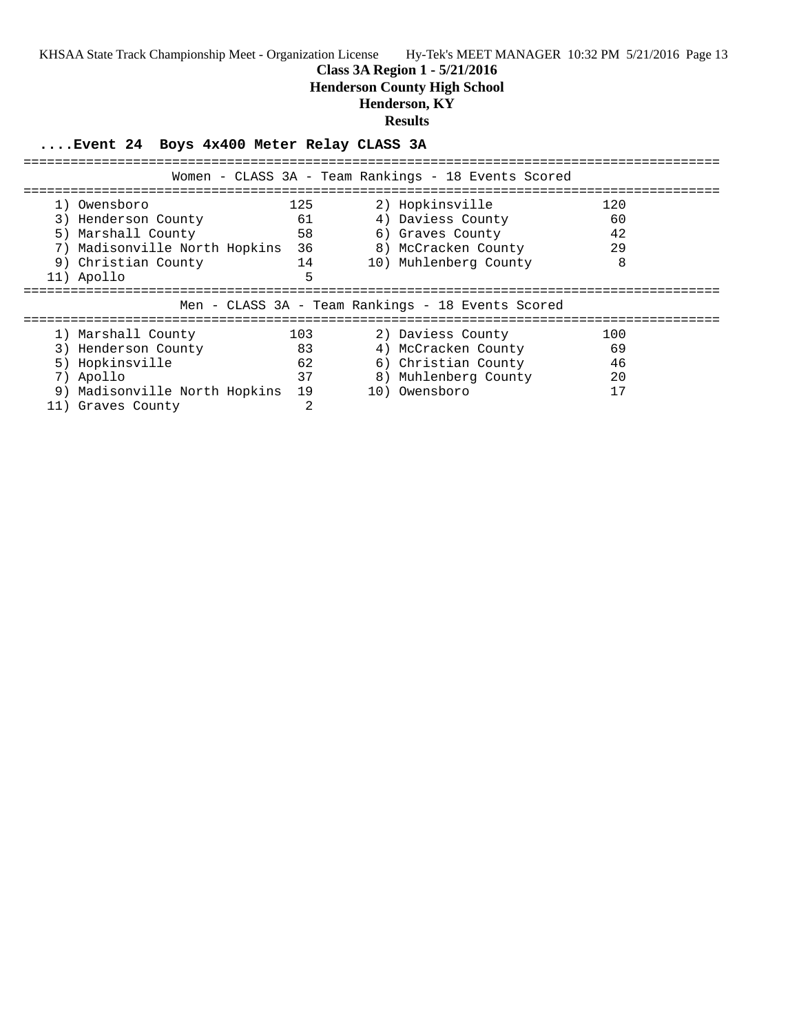**Class 3A Region 1 - 5/21/2016**

**Henderson County High School**

**Henderson, KY**

**Results**

### ....Event 24 Boys 4x400 Meter Relay CLASS 3A

**Women - CLASS 3A - Team Rankings - 18 Events Scored**

| | | | | | |
|---|---|---|---|---|---|
| 1) | Owensboro | 125 | 2) | Hopkinsville | 120 |
| 3) | Henderson County | 61 | 4) | Daviess County | 60 |
| 5) | Marshall County | 58 | 6) | Graves County | 42 |
| 7) | Madisonville North Hopkins | 36 | 8) | McCracken County | 29 |
| 9) | Christian County | 14 | 10) | Muhlenberg County | 8 |
| 11) | Apollo | 5 | | | |

**Men - CLASS 3A - Team Rankings - 18 Events Scored**

| | | | | | |
|---|---|---|---|---|---|
| 1) | Marshall County | 103 | 2) | Daviess County | 100 |
| 3) | Henderson County | 83 | 4) | McCracken County | 69 |
| 5) | Hopkinsville | 62 | 6) | Christian County | 46 |
| 7) | Apollo | 37 | 8) | Muhlenberg County | 20 |
| 9) | Madisonville North Hopkins | 19 | 10) | Owensboro | 17 |
| 11) | Graves County | 2 | | | |